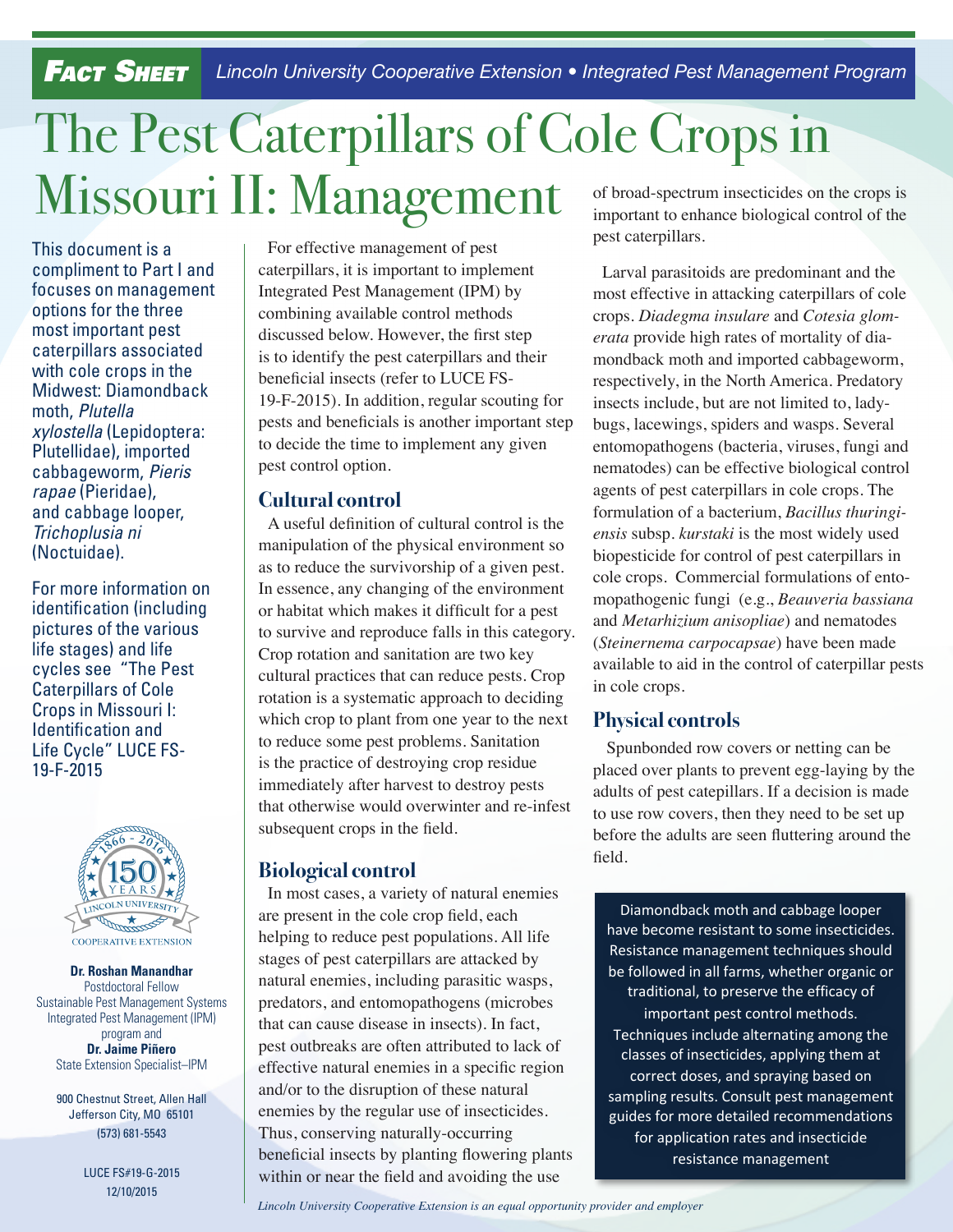**Fact Sheet** Lincoln University Cooperative Extension • Integrated Pest Management Program

# The Pest Caterpillars of Cole Crops in Missouri II: Management

This document is a compliment to Part I and focuses on management options for the three most important pest caterpillars associated with cole crops in the Midwest: Diamondback moth, *Plutella xylostella* (Lepidoptera: Plutellidae), imported cabbageworm, *Pieris rapae* (Pieridae), and cabbage looper, *Trichoplusia ni* (Noctuidae).

For more information on identification (including pictures of the various life stages) and life cycles see "The Pest Caterpillars of Cole Crops in Missouri I: Identification and Life Cycle" LUCE FS-19-F-2015

**Dr. Roshan Manandhar**
Postdoctoral Fellow
Sustainable Pest Management Systems
Integrated Pest Management (IPM) program and
**Dr. Jaime Piñero**
State Extension Specialist–IPM

900 Chestnut Street, Allen Hall
Jefferson City, MO 65101
(573) 681-5543

LUCE FS#19-G-2015
12/10/2015

For effective management of pest caterpillars, it is important to implement Integrated Pest Management (IPM) by combining available control methods discussed below. However, the first step is to identify the pest caterpillars and their beneficial insects (refer to LUCE FS-19-F-2015). In addition, regular scouting for pests and beneficials is another important step to decide the time to implement any given pest control option.

## Cultural control

A useful definition of cultural control is the manipulation of the physical environment so as to reduce the survivorship of a given pest. In essence, any changing of the environment or habitat which makes it difficult for a pest to survive and reproduce falls in this category. Crop rotation and sanitation are two key cultural practices that can reduce pests. Crop rotation is a systematic approach to deciding which crop to plant from one year to the next to reduce some pest problems. Sanitation is the practice of destroying crop residue immediately after harvest to destroy pests that otherwise would overwinter and re-infest subsequent crops in the field.

## Biological control

In most cases, a variety of natural enemies are present in the cole crop field, each helping to reduce pest populations. All life stages of pest caterpillars are attacked by natural enemies, including parasitic wasps, predators, and entomopathogens (microbes that can cause disease in insects). In fact, pest outbreaks are often attributed to lack of effective natural enemies in a specific region and/or to the disruption of these natural enemies by the regular use of insecticides. Thus, conserving naturally-occurring beneficial insects by planting flowering plants within or near the field and avoiding the use of broad-spectrum insecticides on the crops is important to enhance biological control of the pest caterpillars.

Larval parasitoids are predominant and the most effective in attacking caterpillars of cole crops. *Diadegma insulare* and *Cotesia glomerata* provide high rates of mortality of diamondback moth and imported cabbageworm, respectively, in the North America. Predatory insects include, but are not limited to, ladybugs, lacewings, spiders and wasps. Several entomopathogens (bacteria, viruses, fungi and nematodes) can be effective biological control agents of pest caterpillars in cole crops. The formulation of a bacterium, *Bacillus thuringiensis* subsp. *kurstaki* is the most widely used biopesticide for control of pest caterpillars in cole crops. Commercial formulations of entomopathogenic fungi (e.g., *Beauveria bassiana* and *Metarhizium anisopliae*) and nematodes (*Steinernema carpocapsae*) have been made available to aid in the control of caterpillar pests in cole crops.

## Physical controls

Spunbonded row covers or netting can be placed over plants to prevent egg-laying by the adults of pest catepillars. If a decision is made to use row covers, then they need to be set up before the adults are seen fluttering around the field.

Diamondback moth and cabbage looper have become resistant to some insecticides. Resistance management techniques should be followed in all farms, whether organic or traditional, to preserve the efficacy of important pest control methods. Techniques include alternating among the classes of insecticides, applying them at correct doses, and spraying based on sampling results. Consult pest management guides for more detailed recommendations for application rates and insecticide resistance management

*Lincoln University Cooperative Extension is an equal opportunity provider and employer*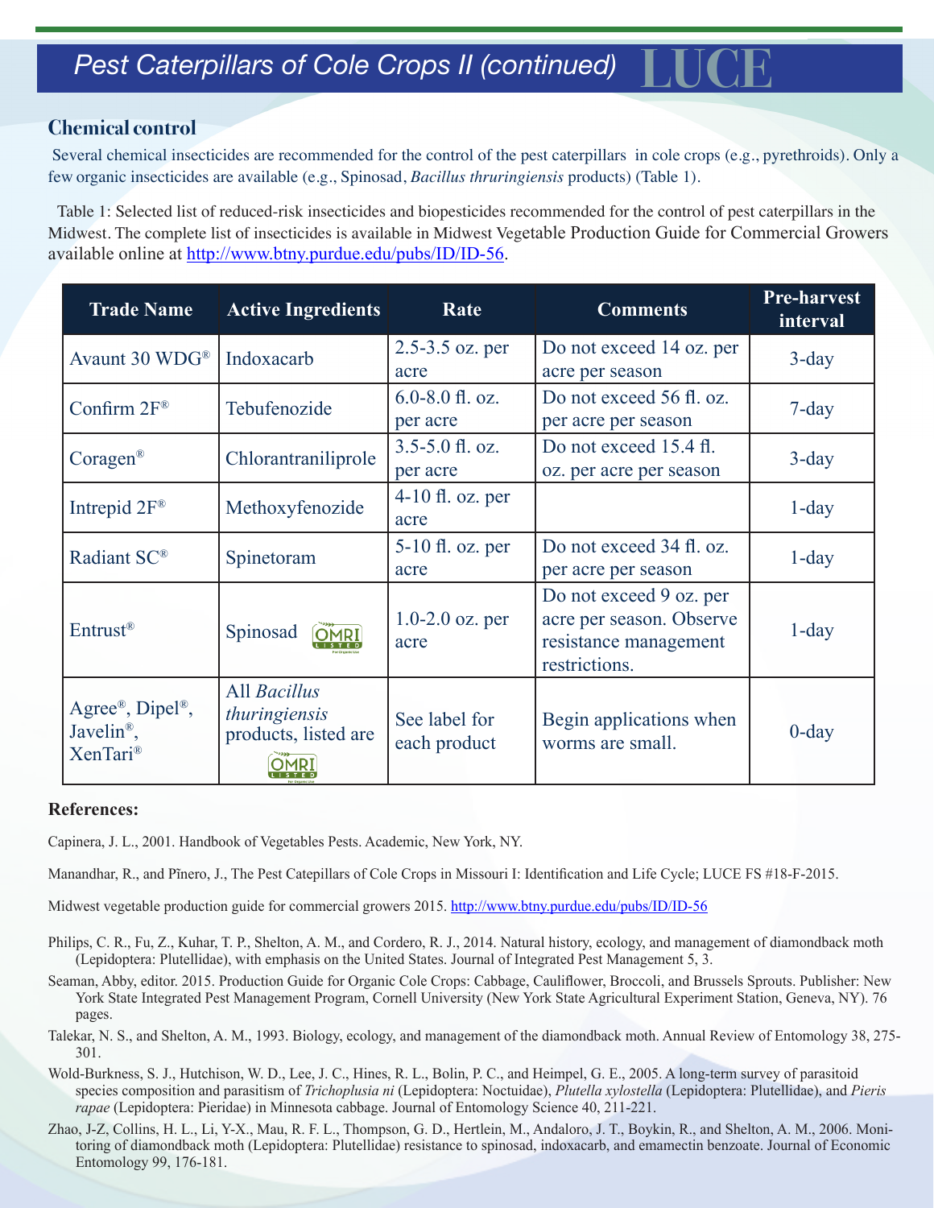# Pest Caterpillars of Cole Crops II (continued)

## Chemical control

Several chemical insecticides are recommended for the control of the pest caterpillars in cole crops (e.g., pyrethroids). Only a few organic insecticides are available (e.g., Spinosad, *Bacillus thuringiensis* products) (Table 1).

Table 1: Selected list of reduced-risk insecticides and biopesticides recommended for the control of pest caterpillars in the Midwest. The complete list of insecticides is available in Midwest Vegetable Production Guide for Commercial Growers available online at http://www.btny.purdue.edu/pubs/ID/ID-56.

| Trade Name | Active Ingredients | Rate | Comments | Pre-harvest interval |
|---|---|---|---|---|
| Avaunt 30 WDG® | Indoxacarb | 2.5-3.5 oz. per acre | Do not exceed 14 oz. per acre per season | 3-day |
| Confirm 2F® | Tebufenozide | 6.0-8.0 fl. oz. per acre | Do not exceed 56 fl. oz. per acre per season | 7-day |
| Coragen® | Chlorantraniliprole | 3.5-5.0 fl. oz. per acre | Do not exceed 15.4 fl. oz. per acre per season | 3-day |
| Intrepid 2F® | Methoxyfenozide | 4-10 fl. oz. per acre | | 1-day |
| Radiant SC® | Spinetoram | 5-10 fl. oz. per acre | Do not exceed 34 fl. oz. per acre per season | 1-day |
| Entrust® | Spinosad (OMRI Listed) | 1.0-2.0 oz. per acre | Do not exceed 9 oz. per acre per season. Observe resistance management restrictions. | 1-day |
| Agree®, Dipel®, Javelin®, XenTari® | All *Bacillus thuringiensis* products, listed are (OMRI Listed) | See label for each product | Begin applications when worms are small. | 0-day |

### References:

Capinera, J. L., 2001. Handbook of Vegetables Pests. Academic, New York, NY.

Manandhar, R., and Pĭnero, J., The Pest Catepillars of Cole Crops in Missouri I: Identification and Life Cycle; LUCE FS #18-F-2015.

Midwest vegetable production guide for commercial growers 2015. http://www.btny.purdue.edu/pubs/ID/ID-56

Philips, C. R., Fu, Z., Kuhar, T. P., Shelton, A. M., and Cordero, R. J., 2014. Natural history, ecology, and management of diamondback moth (Lepidoptera: Plutellidae), with emphasis on the United States. Journal of Integrated Pest Management 5, 3.

Seaman, Abby, editor. 2015. Production Guide for Organic Cole Crops: Cabbage, Cauliflower, Broccoli, and Brussels Sprouts. Publisher: New York State Integrated Pest Management Program, Cornell University (New York State Agricultural Experiment Station, Geneva, NY). 76 pages.

Talekar, N. S., and Shelton, A. M., 1993. Biology, ecology, and management of the diamondback moth. Annual Review of Entomology 38, 275-301.

Wold-Burkness, S. J., Hutchison, W. D., Lee, J. C., Hines, R. L., Bolin, P. C., and Heimpel, G. E., 2005. A long-term survey of parasitoid species composition and parasitism of *Trichoplusia ni* (Lepidoptera: Noctuidae), *Plutella xylostella* (Lepidoptera: Plutellidae), and *Pieris rapae* (Lepidoptera: Pieridae) in Minnesota cabbage. Journal of Entomology Science 40, 211-221.

Zhao, J-Z, Collins, H. L., Li, Y-X., Mau, R. F. L., Thompson, G. D., Hertlein, M., Andaloro, J. T., Boykin, R., and Shelton, A. M., 2006. Monitoring of diamondback moth (Lepidoptera: Plutellidae) resistance to spinosad, indoxacarb, and emamectin benzoate. Journal of Economic Entomology 99, 176-181.